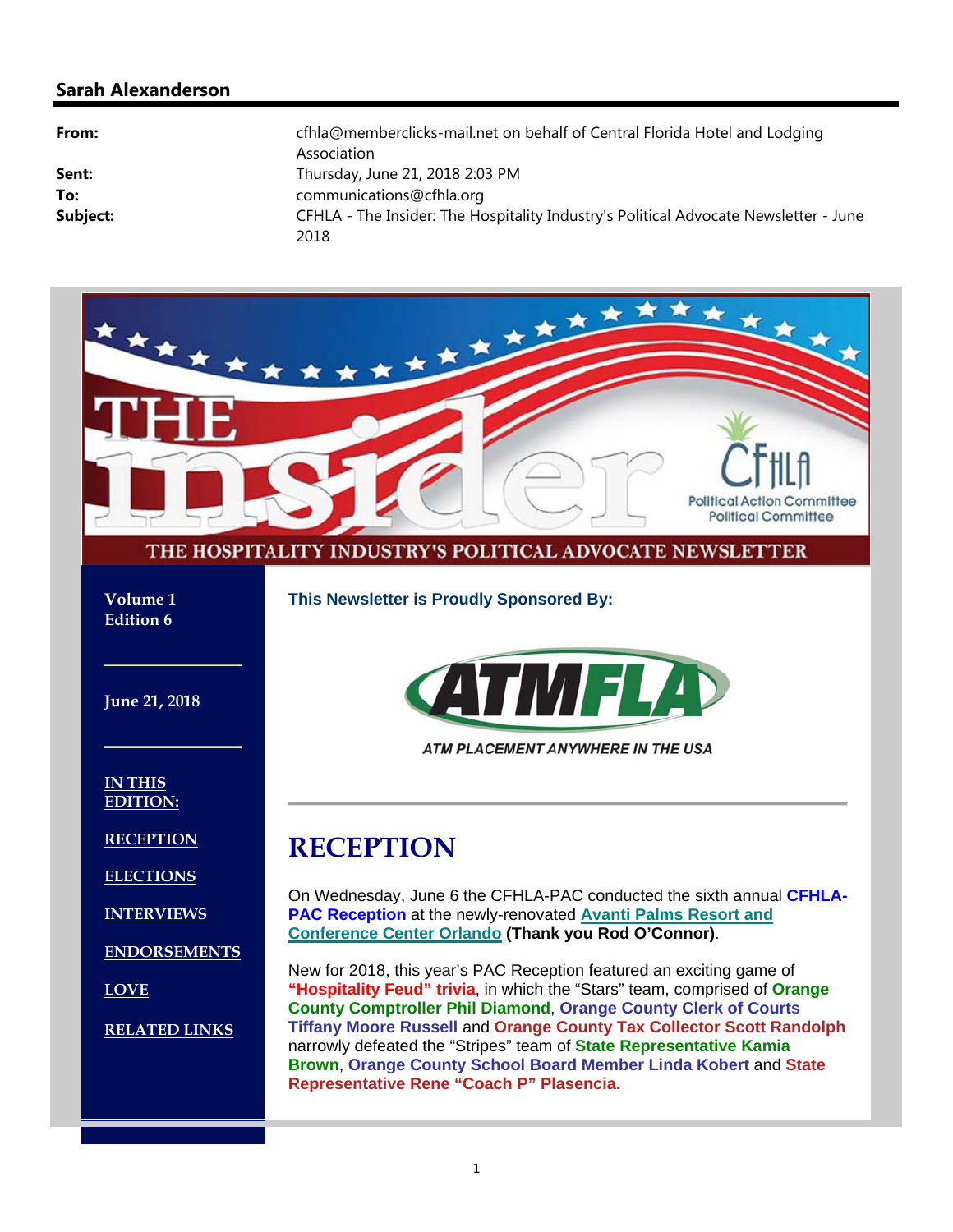## Sarah Alexanderson

**From:** cfhla@memberclicks-mail.net on behalf of Central Florida Hotel and Lodging Association
**Sent:** Thursday, June 21, 2018 2:03 PM
**To:** communications@cfhla.org
**Subject:** CFHLA - The Insider: The Hospitality Industry's Political Advocate Newsletter - June 2018

THE insider

CFHLA Political Action Committee Political Committee

THE HOSPITALITY INDUSTRY'S POLITICAL ADVOCATE NEWSLETTER

**Volume 1**
**Edition 6**

**June 21, 2018**

**IN THIS EDITION:**

**RECEPTION**

**ELECTIONS**

**INTERVIEWS**

**ENDORSEMENTS**

**LOVE**

**RELATED LINKS**

**This Newsletter is Proudly Sponsored By:**

ATMFLA

*ATM PLACEMENT ANYWHERE IN THE USA*

---

# RECEPTION

On Wednesday, June 6 the CFHLA-PAC conducted the sixth annual **CFHLA-PAC Reception** at the newly-renovated **Avanti Palms Resort and Conference Center Orlando** **(Thank you Rod O'Connor)**.

New for 2018, this year's PAC Reception featured an exciting game of **"Hospitality Feud" trivia**, in which the "Stars" team, comprised of **Orange County Comptroller Phil Diamond**, **Orange County Clerk of Courts Tiffany Moore Russell** and **Orange County Tax Collector Scott Randolph** narrowly defeated the "Stripes" team of **State Representative Kamia Brown**, **Orange County School Board Member Linda Kobert** and **State Representative Rene "Coach P" Plasencia.**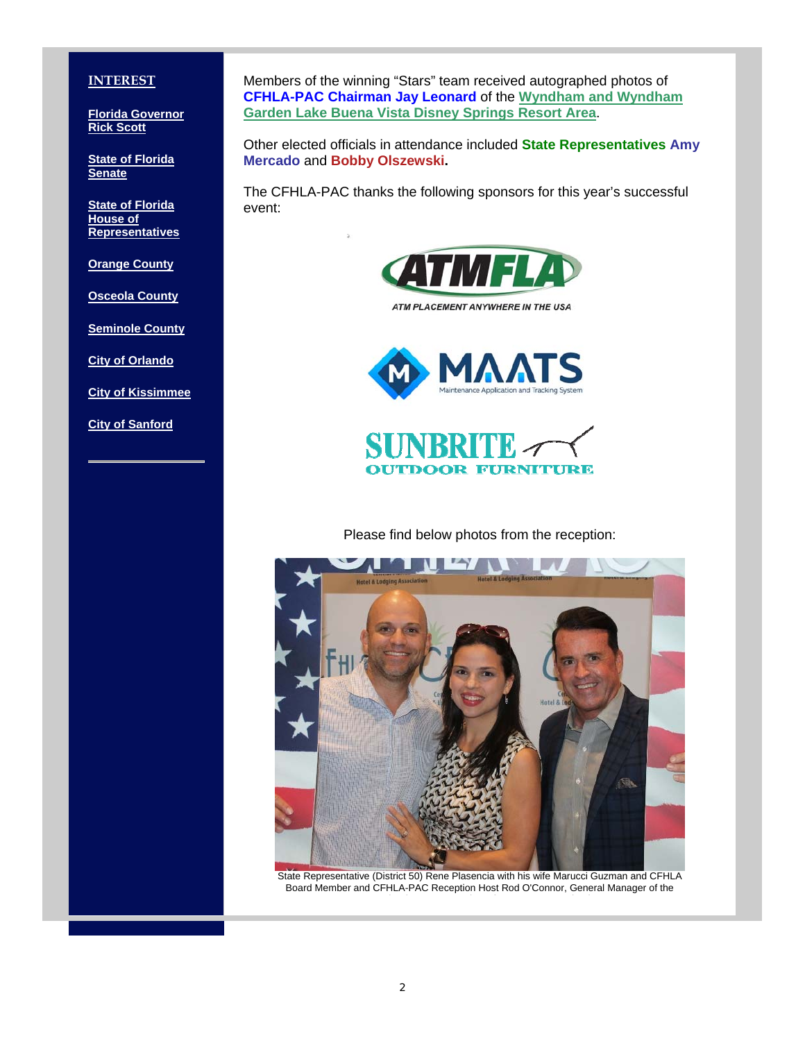**INTEREST**

**Florida Governor Rick Scott**

**State of Florida Senate**

**State of Florida House of Representatives**

**Orange County**

**Osceola County**

**Seminole County**

**City of Orlando**

**City of Kissimmee**

**City of Sanford**

Members of the winning "Stars" team received autographed photos of **CFHLA-PAC Chairman Jay Leonard** of the **Wyndham and Wyndham Garden Lake Buena Vista Disney Springs Resort Area**.

Other elected officials in attendance included **State Representatives Amy Mercado** and **Bobby Olszewski.**

The CFHLA-PAC thanks the following sponsors for this year's successful event:

ATMFLA
ATM PLACEMENT ANYWHERE IN THE USA

MAATS
Maintenance Application and Tracking System

SUNBRITE
OUTDOOR FURNITURE

Please find below photos from the reception:

State Representative (District 50) Rene Plasencia with his wife Marucci Guzman and CFHLA Board Member and CFHLA-PAC Reception Host Rod O'Connor, General Manager of the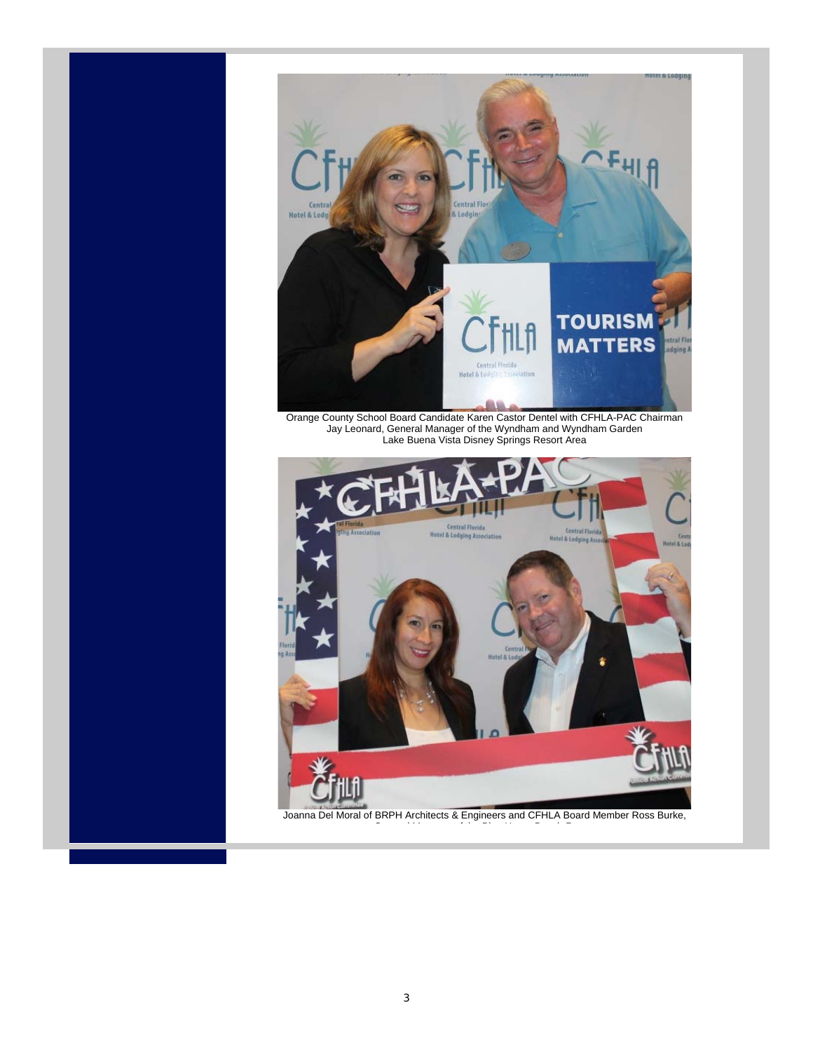Orange County School Board Candidate Karen Castor Dentel with CFHLA-PAC Chairman Jay Leonard, General Manager of the Wyndham and Wyndham Garden Lake Buena Vista Disney Springs Resort Area

Joanna Del Moral of BRPH Architects & Engineers and CFHLA Board Member Ross Burke,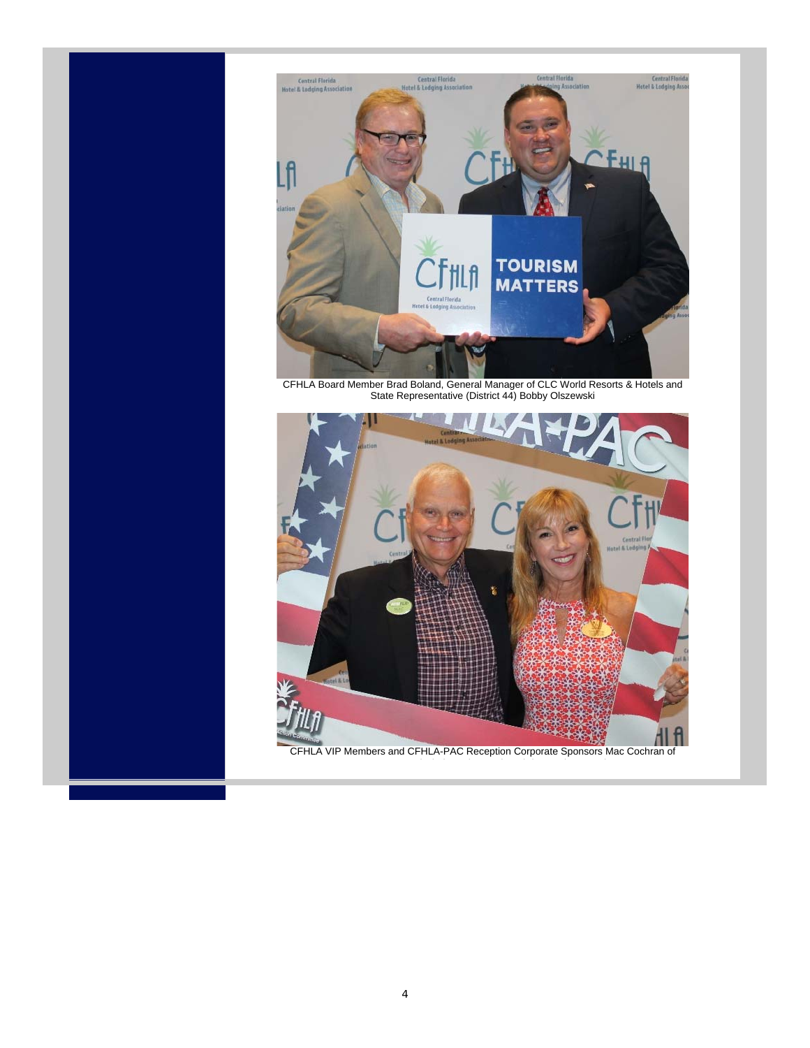CFHLA Board Member Brad Boland, General Manager of CLC World Resorts & Hotels and State Representative (District 44) Bobby Olszewski

CFHLA VIP Members and CFHLA-PAC Reception Corporate Sponsors Mac Cochran of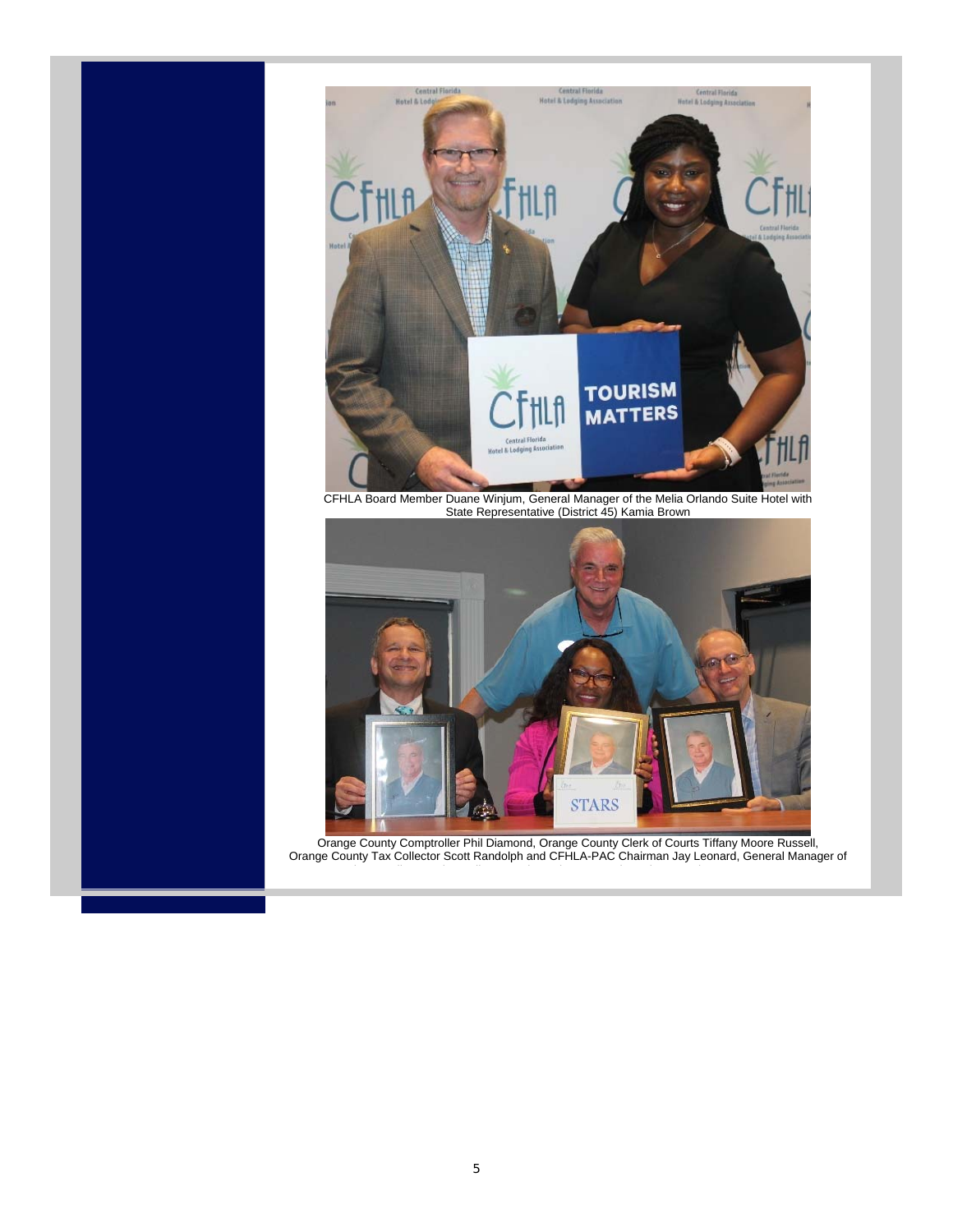CFHLA Board Member Duane Winjum, General Manager of the Melia Orlando Suite Hotel with State Representative (District 45) Kamia Brown

Orange County Comptroller Phil Diamond, Orange County Clerk of Courts Tiffany Moore Russell, Orange County Tax Collector Scott Randolph and CFHLA-PAC Chairman Jay Leonard, General Manager of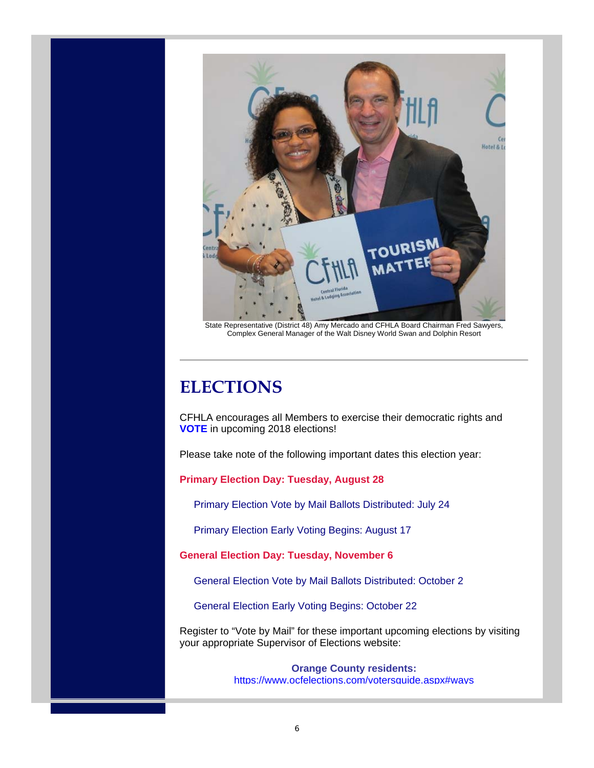State Representative (District 48) Amy Mercado and CFHLA Board Chairman Fred Sawyers, Complex General Manager of the Walt Disney World Swan and Dolphin Resort

---

# ELECTIONS

CFHLA encourages all Members to exercise their democratic rights and **VOTE** in upcoming 2018 elections!

Please take note of the following important dates this election year:

**Primary Election Day: Tuesday, August 28**

- Primary Election Vote by Mail Ballots Distributed: July 24
- Primary Election Early Voting Begins: August 17

**General Election Day: Tuesday, November 6**

- General Election Vote by Mail Ballots Distributed: October 2
- General Election Early Voting Begins: October 22

Register to "Vote by Mail" for these important upcoming elections by visiting your appropriate Supervisor of Elections website:

**Orange County residents:**
https://www.ocfelections.com/votersguide.aspx#ways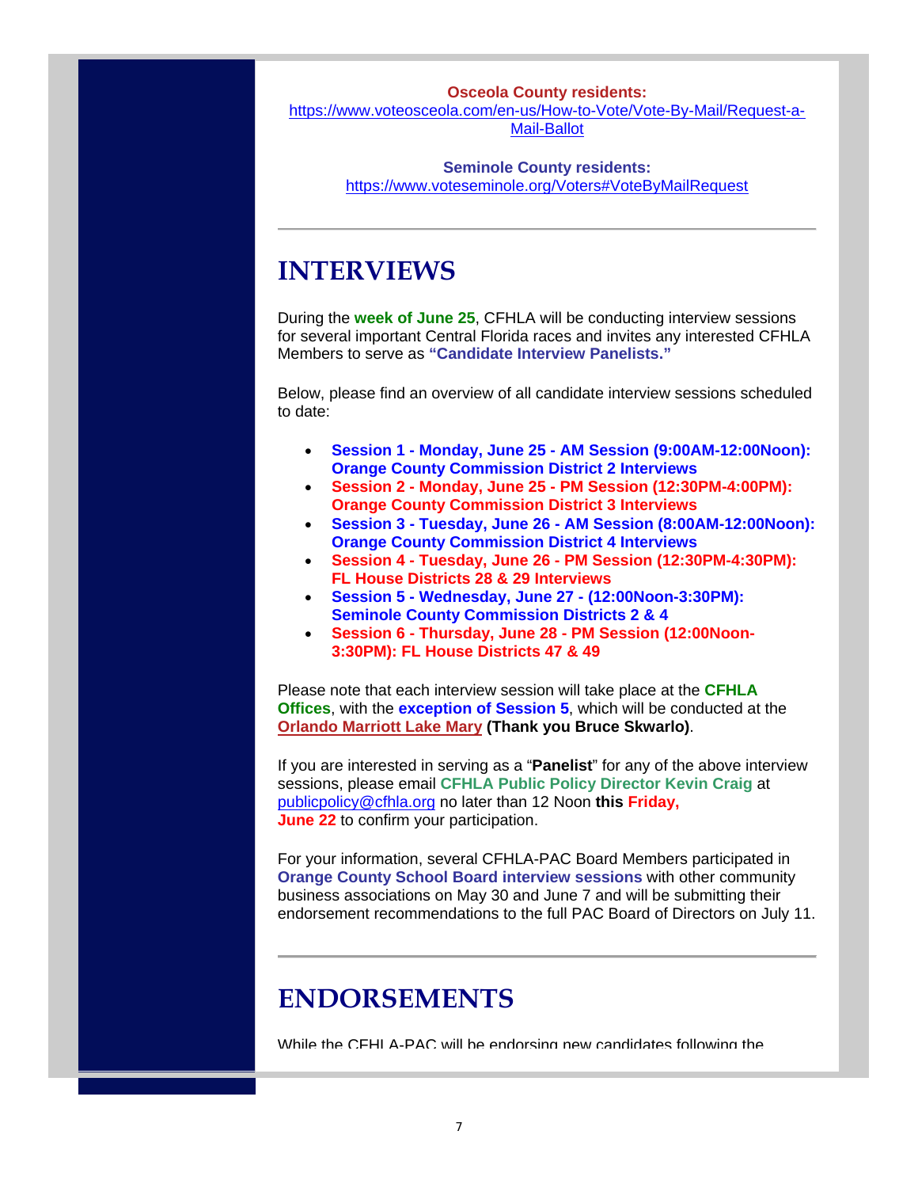**Osceola County residents:**
https://www.voteosceola.com/en-us/How-to-Vote/Vote-By-Mail/Request-a-Mail-Ballot

**Seminole County residents:**
https://www.voteseminole.org/Voters#VoteByMailRequest

---

# INTERVIEWS

During the **week of June 25**, CFHLA will be conducting interview sessions for several important Central Florida races and invites any interested CFHLA Members to serve as **"Candidate Interview Panelists."**

Below, please find an overview of all candidate interview sessions scheduled to date:

- **Session 1 - Monday, June 25 - AM Session (9:00AM-12:00Noon): Orange County Commission District 2 Interviews**
- **Session 2 - Monday, June 25 - PM Session (12:30PM-4:00PM): Orange County Commission District 3 Interviews**
- **Session 3 - Tuesday, June 26 - AM Session (8:00AM-12:00Noon): Orange County Commission District 4 Interviews**
- **Session 4 - Tuesday, June 26 - PM Session (12:30PM-4:30PM): FL House Districts 28 & 29 Interviews**
- **Session 5 - Wednesday, June 27 - (12:00Noon-3:30PM): Seminole County Commission Districts 2 & 4**
- **Session 6 - Thursday, June 28 - PM Session (12:00Noon-3:30PM): FL House Districts 47 & 49**

Please note that each interview session will take place at the **CFHLA Offices**, with the **exception of Session 5**, which will be conducted at the **Orlando Marriott Lake Mary** **(Thank you Bruce Skwarlo)**.

If you are interested in serving as a "**Panelist**" for any of the above interview sessions, please email **CFHLA Public Policy Director Kevin Craig** at publicpolicy@cfhla.org no later than 12 Noon **this Friday, June 22** to confirm your participation.

For your information, several CFHLA-PAC Board Members participated in **Orange County School Board interview sessions** with other community business associations on May 30 and June 7 and will be submitting their endorsement recommendations to the full PAC Board of Directors on July 11.

---

# ENDORSEMENTS

While the CFHLA-PAC will be endorsing new candidates following the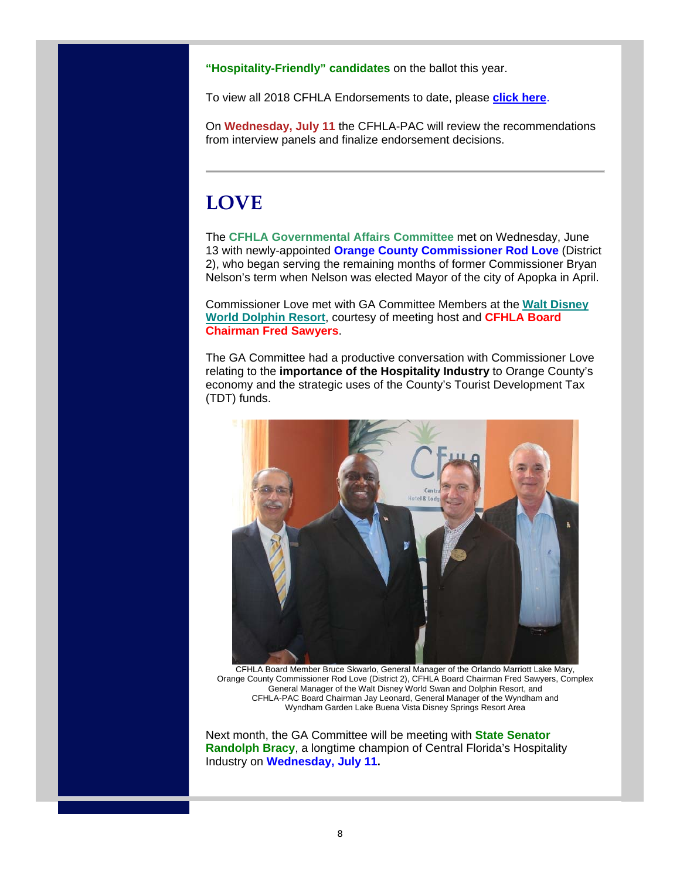**"Hospitality-Friendly" candidates** on the ballot this year.

To view all 2018 CFHLA Endorsements to date, please **click here**.

On **Wednesday, July 11** the CFHLA-PAC will review the recommendations from interview panels and finalize endorsement decisions.

---

# LOVE

The **CFHLA Governmental Affairs Committee** met on Wednesday, June 13 with newly-appointed **Orange County Commissioner Rod Love** (District 2), who began serving the remaining months of former Commissioner Bryan Nelson's term when Nelson was elected Mayor of the city of Apopka in April.

Commissioner Love met with GA Committee Members at the **Walt Disney World Dolphin Resort**, courtesy of meeting host and **CFHLA Board Chairman Fred Sawyers**.

The GA Committee had a productive conversation with Commissioner Love relating to the **importance of the Hospitality Industry** to Orange County's economy and the strategic uses of the County's Tourist Development Tax (TDT) funds.

CFHLA Board Member Bruce Skwarlo, General Manager of the Orlando Marriott Lake Mary, Orange County Commissioner Rod Love (District 2), CFHLA Board Chairman Fred Sawyers, Complex General Manager of the Walt Disney World Swan and Dolphin Resort, and CFHLA-PAC Board Chairman Jay Leonard, General Manager of the Wyndham and Wyndham Garden Lake Buena Vista Disney Springs Resort Area

Next month, the GA Committee will be meeting with **State Senator Randolph Bracy**, a longtime champion of Central Florida's Hospitality Industry on **Wednesday, July 11.**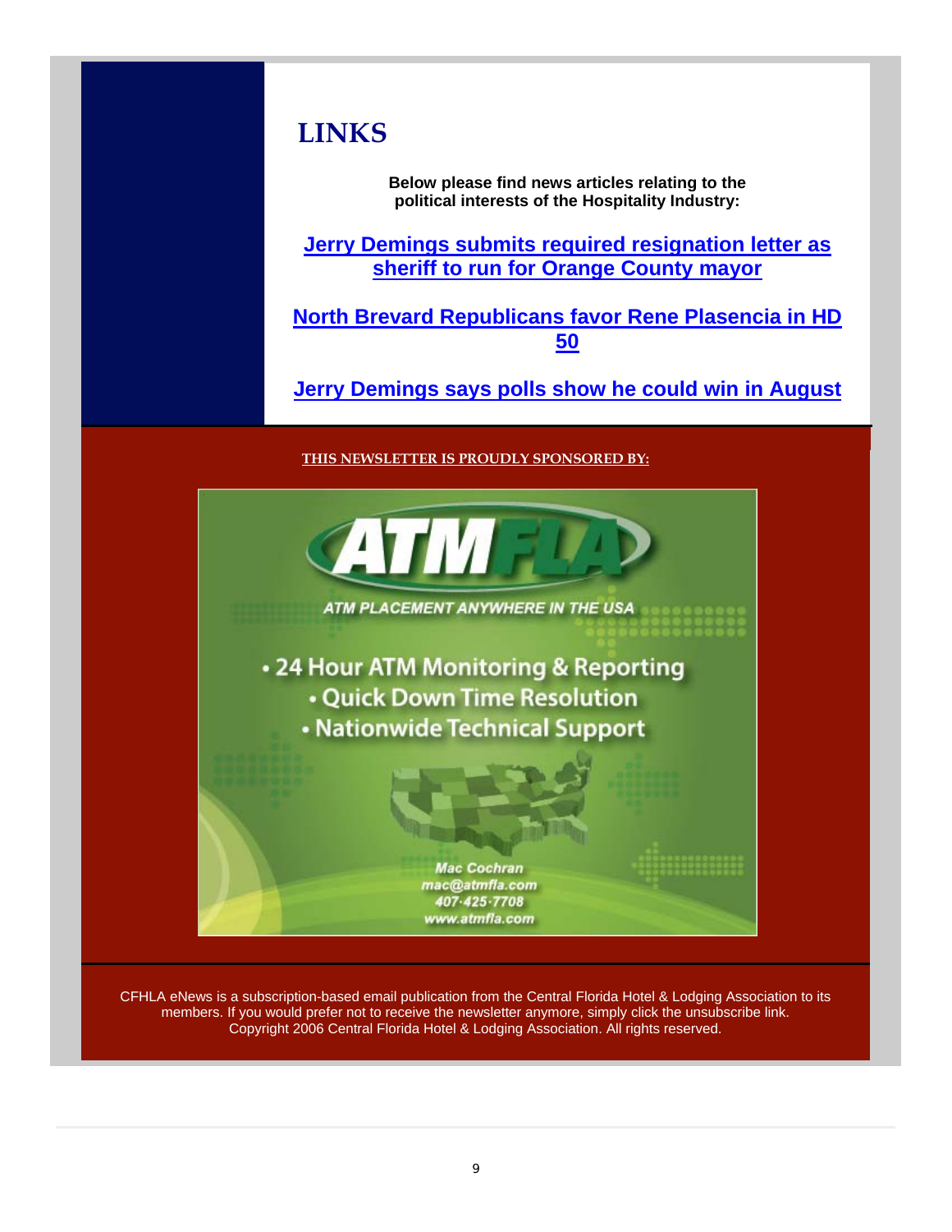# LINKS

**Below please find news articles relating to the political interests of the Hospitality Industry:**

**Jerry Demings submits required resignation letter as sheriff to run for Orange County mayor**

**North Brevard Republicans favor Rene Plasencia in HD 50**

**Jerry Demings says polls show he could win in August**

**THIS NEWSLETTER IS PROUDLY SPONSORED BY:**

ATMFLA

ATM PLACEMENT ANYWHERE IN THE USA

- 24 Hour ATM Monitoring & Reporting
- Quick Down Time Resolution
- Nationwide Technical Support

Mac Cochran
mac@atmfla.com
407-425-7708
www.atmfla.com

CFHLA eNews is a subscription-based email publication from the Central Florida Hotel & Lodging Association to its members. If you would prefer not to receive the newsletter anymore, simply click the unsubscribe link. Copyright 2006 Central Florida Hotel & Lodging Association. All rights reserved.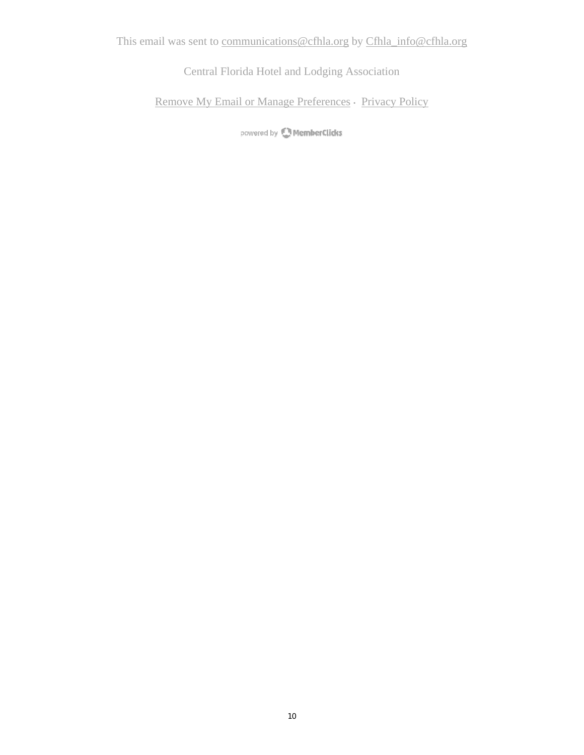This email was sent to communications@cfhla.org by Cfhla_info@cfhla.org

Central Florida Hotel and Lodging Association

Remove My Email or Manage Preferences · Privacy Policy

powered by MemberClicks